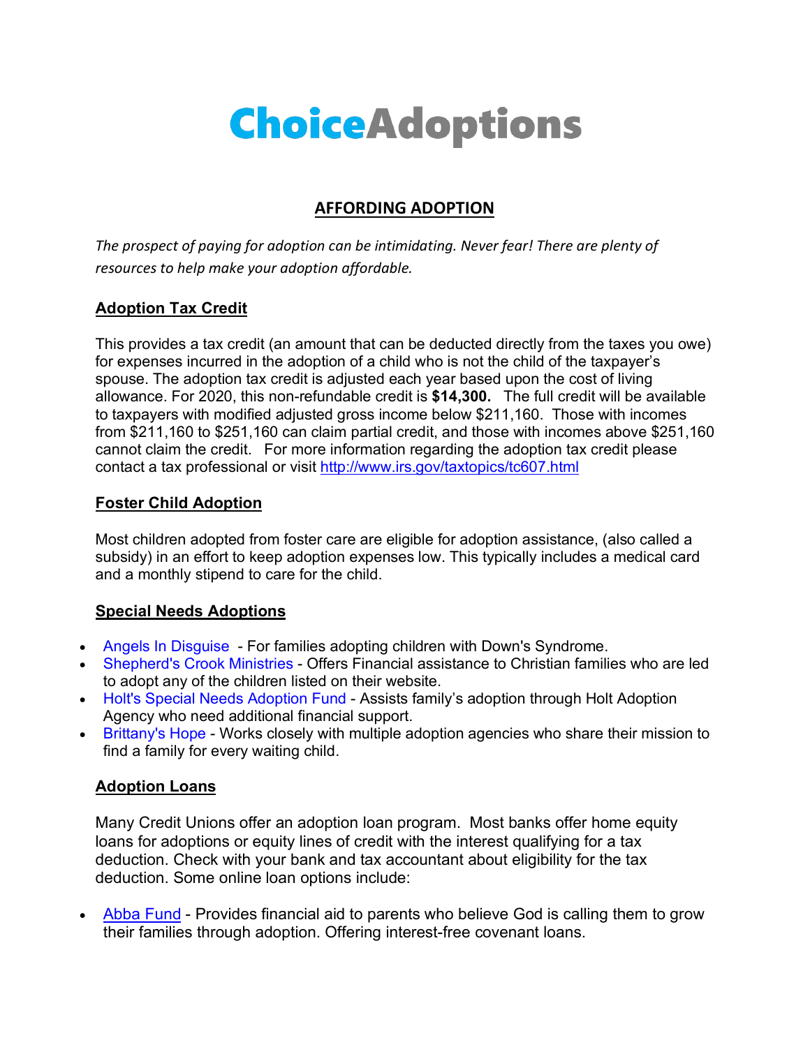# ChoiceAdoptions

## AFFORDING ADOPTION

*The prospect of paying for adoption can be intimidating. Never fear! There are plenty of resources to help make your adoption affordable.*

### Adoption Tax Credit

This provides a tax credit (an amount that can be deducted directly from the taxes you owe) for expenses incurred in the adoption of a child who is not the child of the taxpayer's spouse. The adoption tax credit is adjusted each year based upon the cost of living allowance. For 2020, this non-refundable credit is **$14,300.** The full credit will be available to taxpayers with modified adjusted gross income below $211,160. Those with incomes from $211,160 to $251,160 can claim partial credit, and those with incomes above $251,160 cannot claim the credit. For more information regarding the adoption tax credit please contact a tax professional or visit http://www.irs.gov/taxtopics/tc607.html

### Foster Child Adoption

Most children adopted from foster care are eligible for adoption assistance, (also called a subsidy) in an effort to keep adoption expenses low. This typically includes a medical card and a monthly stipend to care for the child.

### Special Needs Adoptions

- Angels In Disguise - For families adopting children with Down's Syndrome.
- Shepherd's Crook Ministries - Offers Financial assistance to Christian families who are led to adopt any of the children listed on their website.
- Holt's Special Needs Adoption Fund - Assists family's adoption through Holt Adoption Agency who need additional financial support.
- Brittany's Hope - Works closely with multiple adoption agencies who share their mission to find a family for every waiting child.

### Adoption Loans

Many Credit Unions offer an adoption loan program. Most banks offer home equity loans for adoptions or equity lines of credit with the interest qualifying for a tax deduction. Check with your bank and tax accountant about eligibility for the tax deduction. Some online loan options include:

- Abba Fund - Provides financial aid to parents who believe God is calling them to grow their families through adoption. Offering interest-free covenant loans.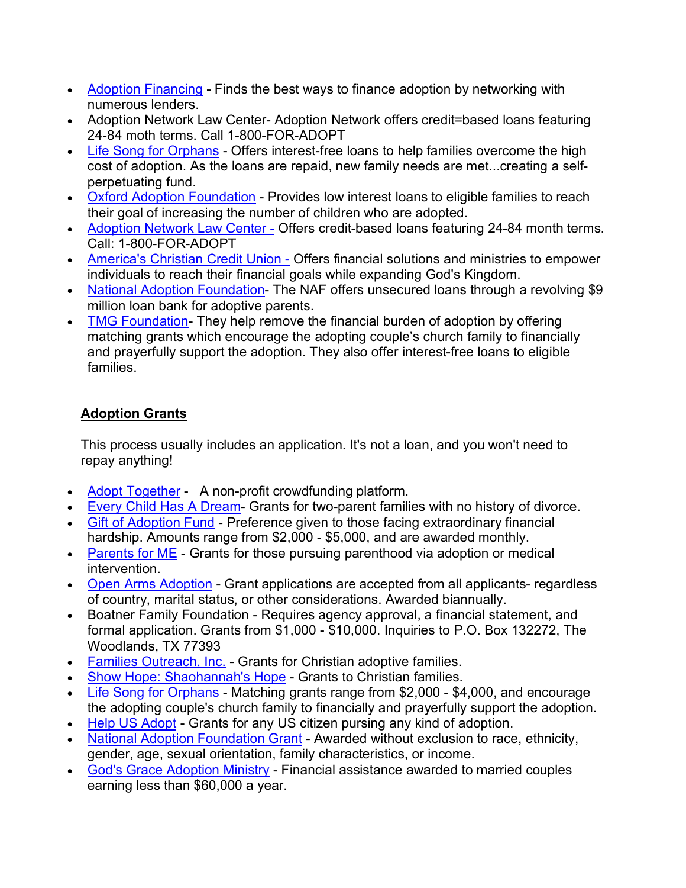- Adoption Financing - Finds the best ways to finance adoption by networking with numerous lenders.
- Adoption Network Law Center- Adoption Network offers credit=based loans featuring 24-84 moth terms. Call 1-800-FOR-ADOPT
- Life Song for Orphans - Offers interest-free loans to help families overcome the high cost of adoption. As the loans are repaid, new family needs are met...creating a self-perpetuating fund.
- Oxford Adoption Foundation - Provides low interest loans to eligible families to reach their goal of increasing the number of children who are adopted.
- Adoption Network Law Center - Offers credit-based loans featuring 24-84 month terms. Call: 1-800-FOR-ADOPT
- America's Christian Credit Union - Offers financial solutions and ministries to empower individuals to reach their financial goals while expanding God's Kingdom.
- National Adoption Foundation- The NAF offers unsecured loans through a revolving $9 million loan bank for adoptive parents.
- TMG Foundation- They help remove the financial burden of adoption by offering matching grants which encourage the adopting couple's church family to financially and prayerfully support the adoption. They also offer interest-free loans to eligible families.

**Adoption Grants**

This process usually includes an application. It's not a loan, and you won't need to repay anything!

- Adopt Together - A non-profit crowdfunding platform.
- Every Child Has A Dream- Grants for two-parent families with no history of divorce.
- Gift of Adoption Fund - Preference given to those facing extraordinary financial hardship. Amounts range from $2,000 - $5,000, and are awarded monthly.
- Parents for ME - Grants for those pursuing parenthood via adoption or medical intervention.
- Open Arms Adoption - Grant applications are accepted from all applicants- regardless of country, marital status, or other considerations. Awarded biannually.
- Boatner Family Foundation - Requires agency approval, a financial statement, and formal application. Grants from $1,000 - $10,000. Inquiries to P.O. Box 132272, The Woodlands, TX 77393
- Families Outreach, Inc. - Grants for Christian adoptive families.
- Show Hope: Shaohannah's Hope - Grants to Christian families.
- Life Song for Orphans - Matching grants range from $2,000 - $4,000, and encourage the adopting couple's church family to financially and prayerfully support the adoption.
- Help US Adopt - Grants for any US citizen pursing any kind of adoption.
- National Adoption Foundation Grant - Awarded without exclusion to race, ethnicity, gender, age, sexual orientation, family characteristics, or income.
- God's Grace Adoption Ministry - Financial assistance awarded to married couples earning less than $60,000 a year.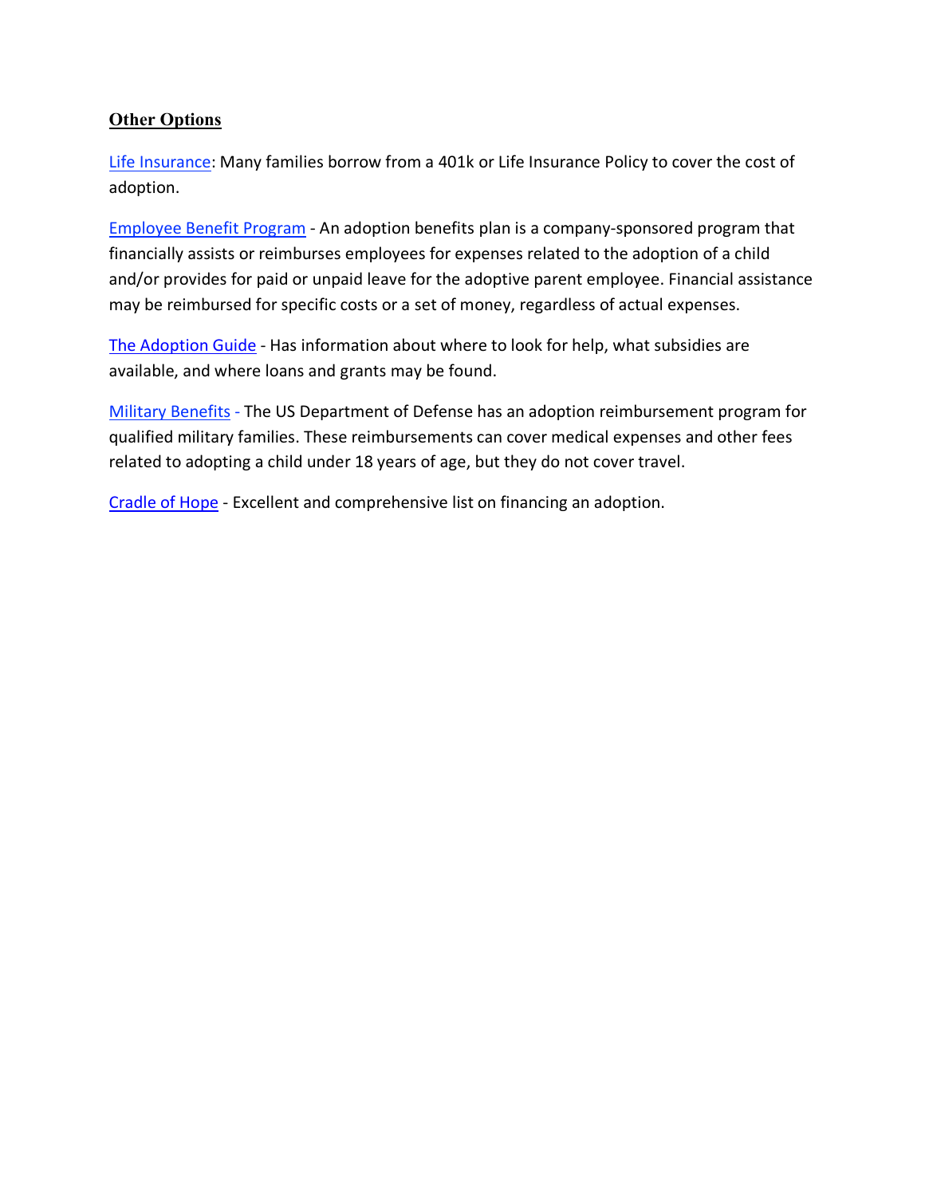## Other Options

Life Insurance: Many families borrow from a 401k or Life Insurance Policy to cover the cost of adoption.

Employee Benefit Program - An adoption benefits plan is a company-sponsored program that financially assists or reimburses employees for expenses related to the adoption of a child and/or provides for paid or unpaid leave for the adoptive parent employee. Financial assistance may be reimbursed for specific costs or a set of money, regardless of actual expenses.

The Adoption Guide - Has information about where to look for help, what subsidies are available, and where loans and grants may be found.

Military Benefits - The US Department of Defense has an adoption reimbursement program for qualified military families. These reimbursements can cover medical expenses and other fees related to adopting a child under 18 years of age, but they do not cover travel.

Cradle of Hope - Excellent and comprehensive list on financing an adoption.